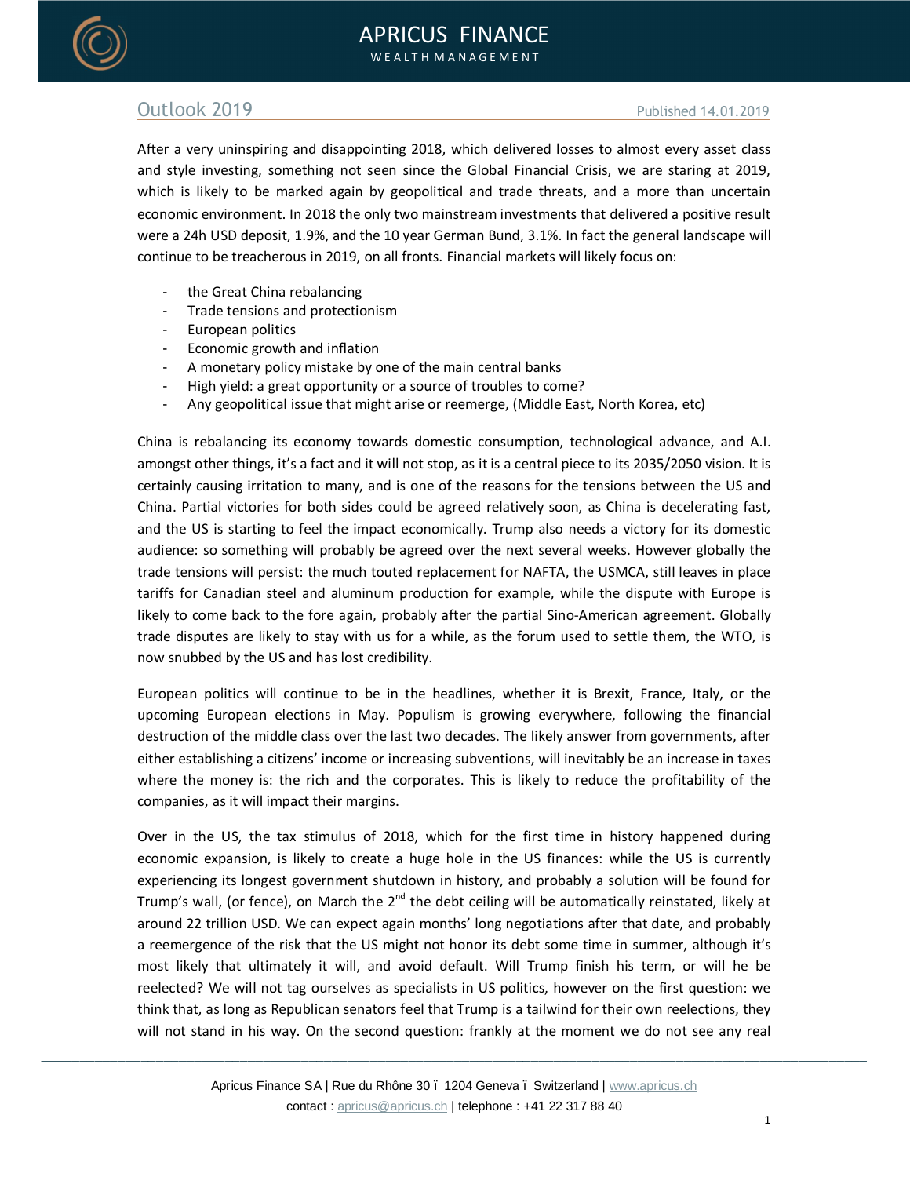## Outlook 2019

Published 14.01.2019

After a very uninspiring and disappointing 2018, which delivered losses to almost every asset class and style investing, something not seen since the Global Financial Crisis, we are staring at 2019, which is likely to be marked again by geopolitical and trade threats, and a more than uncertain economic environment. In 2018 the only two mainstream investments that delivered a positive result were a 24h USD deposit, 1.9%, and the 10 year German Bund, 3.1%. In fact the general landscape will continue to be treacherous in 2019, on all fronts. Financial markets will likely focus on:

- the Great China rebalancing
- Trade tensions and protectionism
- European politics
- Economic growth and inflation
- A monetary policy mistake by one of the main central banks
- High yield: a great opportunity or a source of troubles to come?
- Any geopolitical issue that might arise or reemerge, (Middle East, North Korea, etc)

China is rebalancing its economy towards domestic consumption, technological advance, and A.I. amongst other things, it's a fact and it will not stop, as it is a central piece to its 2035/2050 vision. It is certainly causing irritation to many, and is one of the reasons for the tensions between the US and China. Partial victories for both sides could be agreed relatively soon, as China is decelerating fast, and the US is starting to feel the impact economically. Trump also needs a victory for its domestic audience: so something will probably be agreed over the next several weeks. However globally the trade tensions will persist: the much touted replacement for NAFTA, the USMCA, still leaves in place tariffs for Canadian steel and aluminum production for example, while the dispute with Europe is likely to come back to the fore again, probably after the partial Sino-American agreement. Globally trade disputes are likely to stay with us for a while, as the forum used to settle them, the WTO, is now snubbed by the US and has lost credibility.

European politics will continue to be in the headlines, whether it is Brexit, France, Italy, or the upcoming European elections in May. Populism is growing everywhere, following the financial destruction of the middle class over the last two decades. The likely answer from governments, after either establishing a citizens' income or increasing subventions, will inevitably be an increase in taxes where the money is: the rich and the corporates. This is likely to reduce the profitability of the companies, as it will impact their margins.

Over in the US, the tax stimulus of 2018, which for the first time in history happened during economic expansion, is likely to create a huge hole in the US finances: while the US is currently experiencing its longest government shutdown in history, and probably a solution will be found for Trump's wall, (or fence), on March the 2nd the debt ceiling will be automatically reinstated, likely at around 22 trillion USD. We can expect again months' long negotiations after that date, and probably a reemergence of the risk that the US might not honor its debt some time in summer, although it's most likely that ultimately it will, and avoid default. Will Trump finish his term, or will he be reelected? We will not tag ourselves as specialists in US politics, however on the first question: we think that, as long as Republican senators feel that Trump is a tailwind for their own reelections, they will not stand in his way. On the second question: frankly at the moment we do not see any real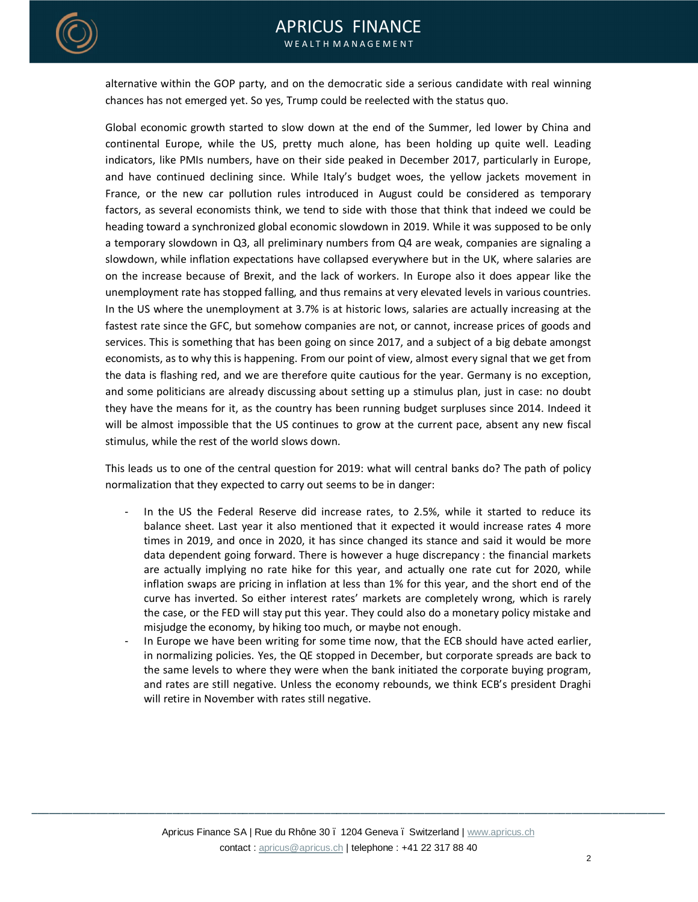alternative within the GOP party, and on the democratic side a serious candidate with real winning chances has not emerged yet. So yes, Trump could be reelected with the status quo.

Global economic growth started to slow down at the end of the Summer, led lower by China and continental Europe, while the US, pretty much alone, has been holding up quite well. Leading indicators, like PMIs numbers, have on their side peaked in December 2017, particularly in Europe, and have continued declining since. While Italy's budget woes, the yellow jackets movement in France, or the new car pollution rules introduced in August could be considered as temporary factors, as several economists think, we tend to side with those that think that indeed we could be heading toward a synchronized global economic slowdown in 2019. While it was supposed to be only a temporary slowdown in Q3, all preliminary numbers from Q4 are weak, companies are signaling a slowdown, while inflation expectations have collapsed everywhere but in the UK, where salaries are on the increase because of Brexit, and the lack of workers. In Europe also it does appear like the unemployment rate has stopped falling, and thus remains at very elevated levels in various countries. In the US where the unemployment at 3.7% is at historic lows, salaries are actually increasing at the fastest rate since the GFC, but somehow companies are not, or cannot, increase prices of goods and services. This is something that has been going on since 2017, and a subject of a big debate amongst economists, as to why this is happening. From our point of view, almost every signal that we get from the data is flashing red, and we are therefore quite cautious for the year. Germany is no exception, and some politicians are already discussing about setting up a stimulus plan, just in case: no doubt they have the means for it, as the country has been running budget surpluses since 2014. Indeed it will be almost impossible that the US continues to grow at the current pace, absent any new fiscal stimulus, while the rest of the world slows down.

This leads us to one of the central question for 2019: what will central banks do? The path of policy normalization that they expected to carry out seems to be in danger:

- In the US the Federal Reserve did increase rates, to 2.5%, while it started to reduce its balance sheet. Last year it also mentioned that it expected it would increase rates 4 more times in 2019, and once in 2020, it has since changed its stance and said it would be more data dependent going forward. There is however a huge discrepancy : the financial markets are actually implying no rate hike for this year, and actually one rate cut for 2020, while inflation swaps are pricing in inflation at less than 1% for this year, and the short end of the curve has inverted. So either interest rates' markets are completely wrong, which is rarely the case, or the FED will stay put this year. They could also do a monetary policy mistake and misjudge the economy, by hiking too much, or maybe not enough.
- In Europe we have been writing for some time now, that the ECB should have acted earlier, in normalizing policies. Yes, the QE stopped in December, but corporate spreads are back to the same levels to where they were when the bank initiated the corporate buying program, and rates are still negative. Unless the economy rebounds, we think ECB's president Draghi will retire in November with rates still negative.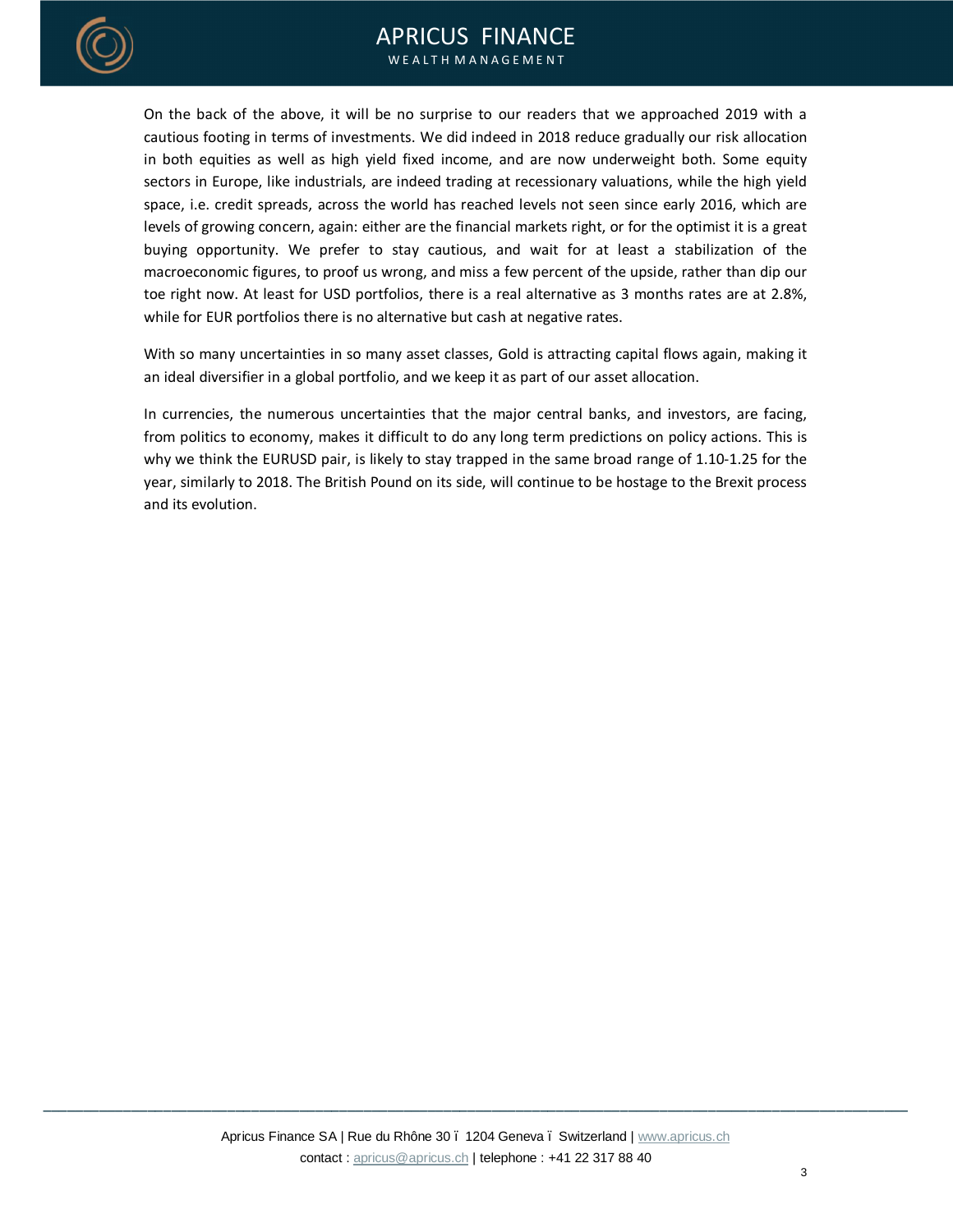On the back of the above, it will be no surprise to our readers that we approached 2019 with a cautious footing in terms of investments. We did indeed in 2018 reduce gradually our risk allocation in both equities as well as high yield fixed income, and are now underweight both. Some equity sectors in Europe, like industrials, are indeed trading at recessionary valuations, while the high yield space, i.e. credit spreads, across the world has reached levels not seen since early 2016, which are levels of growing concern, again: either are the financial markets right, or for the optimist it is a great buying opportunity. We prefer to stay cautious, and wait for at least a stabilization of the macroeconomic figures, to proof us wrong, and miss a few percent of the upside, rather than dip our toe right now. At least for USD portfolios, there is a real alternative as 3 months rates are at 2.8%, while for EUR portfolios there is no alternative but cash at negative rates.

With so many uncertainties in so many asset classes, Gold is attracting capital flows again, making it an ideal diversifier in a global portfolio, and we keep it as part of our asset allocation.

In currencies, the numerous uncertainties that the major central banks, and investors, are facing, from politics to economy, makes it difficult to do any long term predictions on policy actions. This is why we think the EURUSD pair, is likely to stay trapped in the same broad range of 1.10-1.25 for the year, similarly to 2018. The British Pound on its side, will continue to be hostage to the Brexit process and its evolution.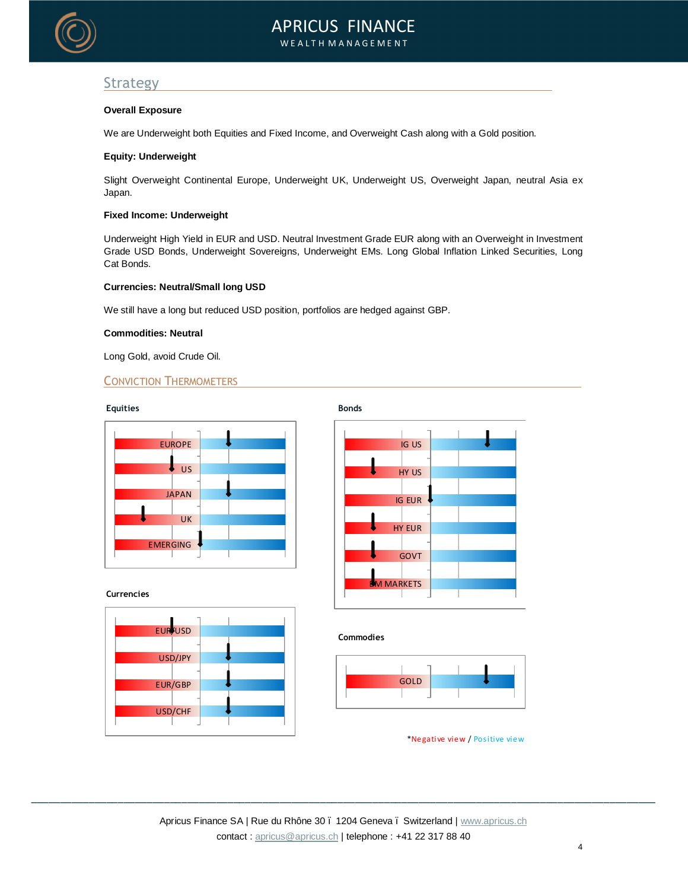## Strategy

**Overall Exposure**

We are Underweight both Equities and Fixed Income, and Overweight Cash along with a Gold position.

**Equity: Underweight**

Slight Overweight Continental Europe, Underweight UK, Underweight US, Overweight Japan, neutral Asia ex Japan.

**Fixed Income: Underweight**

Underweight High Yield in EUR and USD. Neutral Investment Grade EUR along with an Overweight in Investment Grade USD Bonds, Underweight Sovereigns, Underweight EMs. Long Global Inflation Linked Securities, Long Cat Bonds.

**Currencies: Neutral/Small long USD**

We still have a long but reduced USD position, portfolios are hedged against GBP.

**Commodities: Neutral**

Long Gold, avoid Crude Oil.

## Conviction Thermometers

**Equities**

EUROPE
US
JAPAN
UK
EMERGING

**Bonds**

IG US
HY US
IG EUR
HY EUR
GOVT
EM MARKETS

**Currencies**

EUR/USD
USD/JPY
EUR/GBP
USD/CHF

**Commodities**

GOLD

*Negative view / Positive view

Apricus Finance SA | Rue du Rhône 30 ï 1204 Geneva ï Switzerland | www.apricus.ch
contact : apricus@apricus.ch | telephone : +41 22 317 88 40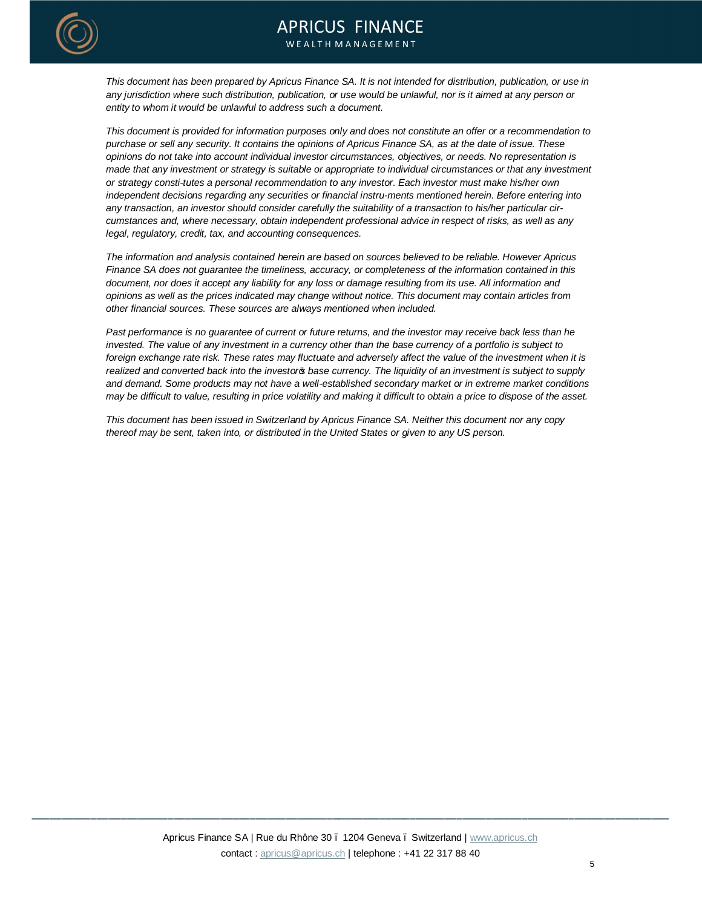*This document has been prepared by Apricus Finance SA. It is not intended for distribution, publication, or use in any jurisdiction where such distribution, publication, or use would be unlawful, nor is it aimed at any person or entity to whom it would be unlawful to address such a document.*

*This document is provided for information purposes only and does not constitute an offer or a recommendation to purchase or sell any security. It contains the opinions of Apricus Finance SA, as at the date of issue. These opinions do not take into account individual investor circumstances, objectives, or needs. No representation is made that any investment or strategy is suitable or appropriate to individual circumstances or that any investment or strategy consti-tutes a personal recommendation to any investor. Each investor must make his/her own independent decisions regarding any securities or financial instru-ments mentioned herein. Before entering into any transaction, an investor should consider carefully the suitability of a transaction to his/her particular cir-cumstances and, where necessary, obtain independent professional advice in respect of risks, as well as any legal, regulatory, credit, tax, and accounting consequences.*

*The information and analysis contained herein are based on sources believed to be reliable. However Apricus Finance SA does not guarantee the timeliness, accuracy, or completeness of the information contained in this document, nor does it accept any liability for any loss or damage resulting from its use. All information and opinions as well as the prices indicated may change without notice. This document may contain articles from other financial sources. These sources are always mentioned when included.*

*Past performance is no guarantee of current or future returns, and the investor may receive back less than he invested. The value of any investment in a currency other than the base currency of a portfolio is subject to foreign exchange rate risk. These rates may fluctuate and adversely affect the value of the investment when it is realized and converted back into the investor's base currency. The liquidity of an investment is subject to supply and demand. Some products may not have a well-established secondary market or in extreme market conditions may be difficult to value, resulting in price volatility and making it difficult to obtain a price to dispose of the asset.*

*This document has been issued in Switzerland by Apricus Finance SA. Neither this document nor any copy thereof may be sent, taken into, or distributed in the United States or given to any US person.*

Apricus Finance SA | Rue du Rhône 30 – 1204 Geneva – Switzerland | www.apricus.ch
contact : apricus@apricus.ch | telephone : +41 22 317 88 40